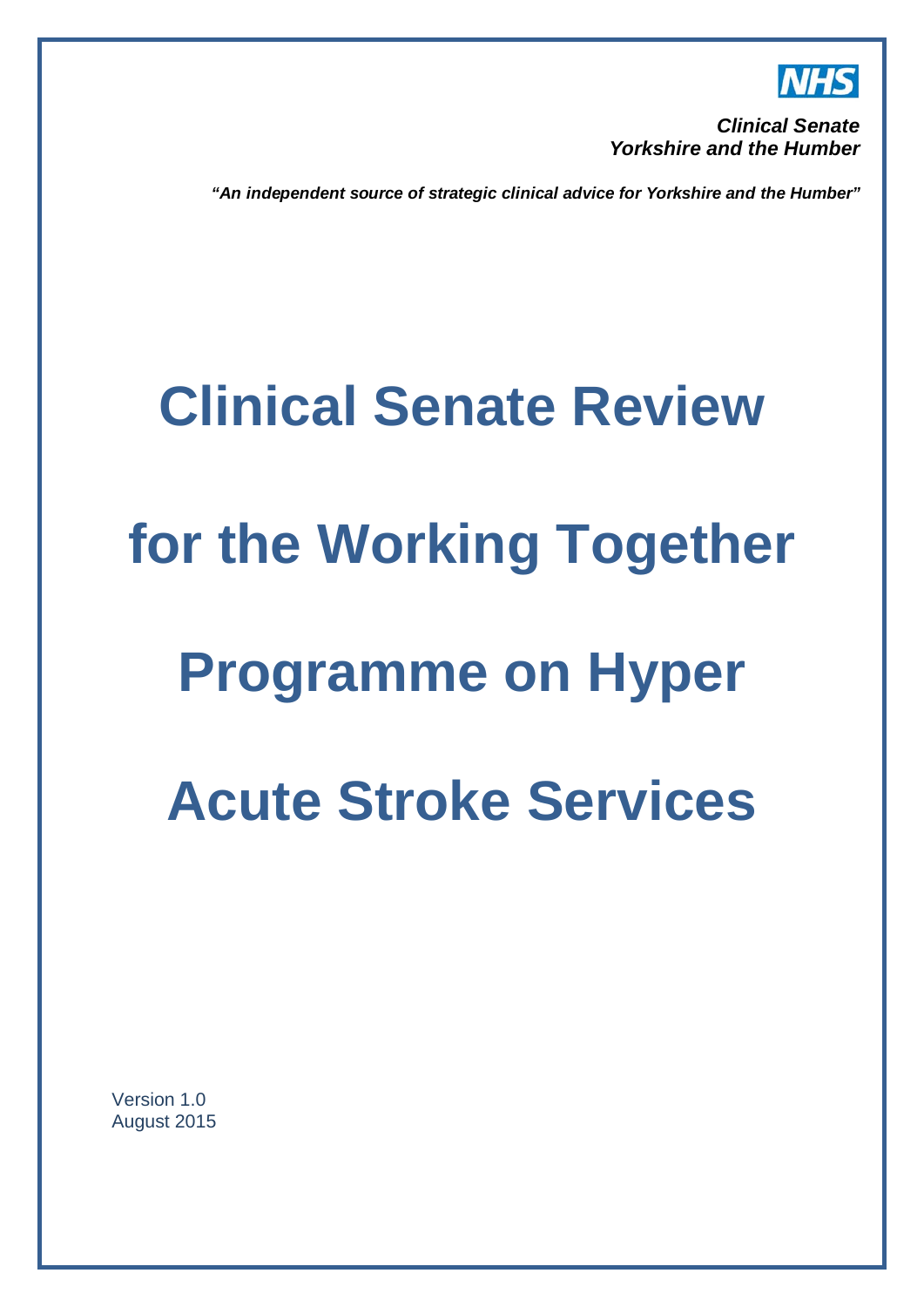NHS

***Clinical Senate***
***Yorkshire and the Humber***

***"An independent source of strategic clinical advice for Yorkshire and the Humber"***

# Clinical Senate Review for the Working Together Programme on Hyper Acute Stroke Services

Version 1.0
August 2015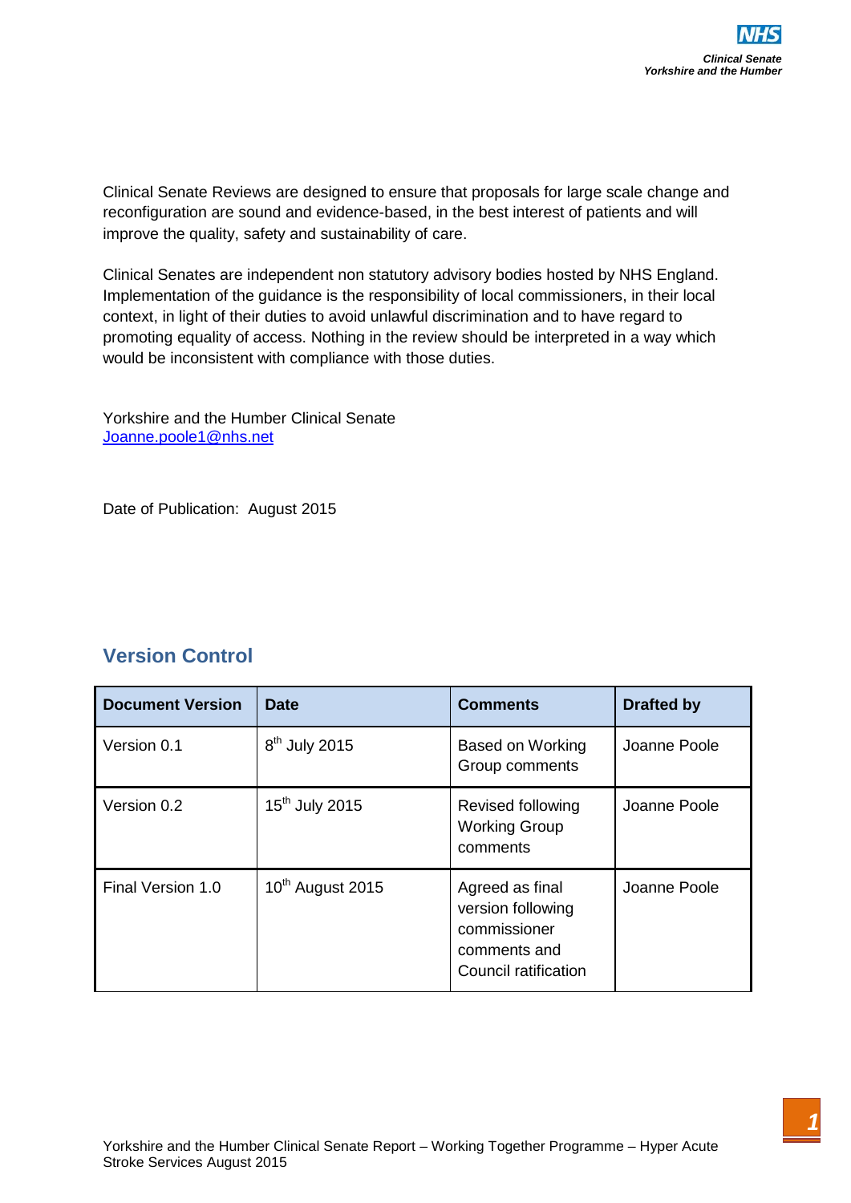Clinical Senate Reviews are designed to ensure that proposals for large scale change and reconfiguration are sound and evidence-based, in the best interest of patients and will improve the quality, safety and sustainability of care.

Clinical Senates are independent non statutory advisory bodies hosted by NHS England. Implementation of the guidance is the responsibility of local commissioners, in their local context, in light of their duties to avoid unlawful discrimination and to have regard to promoting equality of access. Nothing in the review should be interpreted in a way which would be inconsistent with compliance with those duties.

Yorkshire and the Humber Clinical Senate
Joanne.poole1@nhs.net

Date of Publication: August 2015

## Version Control

| Document Version | Date | Comments | Drafted by |
|---|---|---|---|
| Version 0.1 | 8th July 2015 | Based on Working Group comments | Joanne Poole |
| Version 0.2 | 15th July 2015 | Revised following Working Group comments | Joanne Poole |
| Final Version 1.0 | 10th August 2015 | Agreed as final version following commissioner comments and Council ratification | Joanne Poole |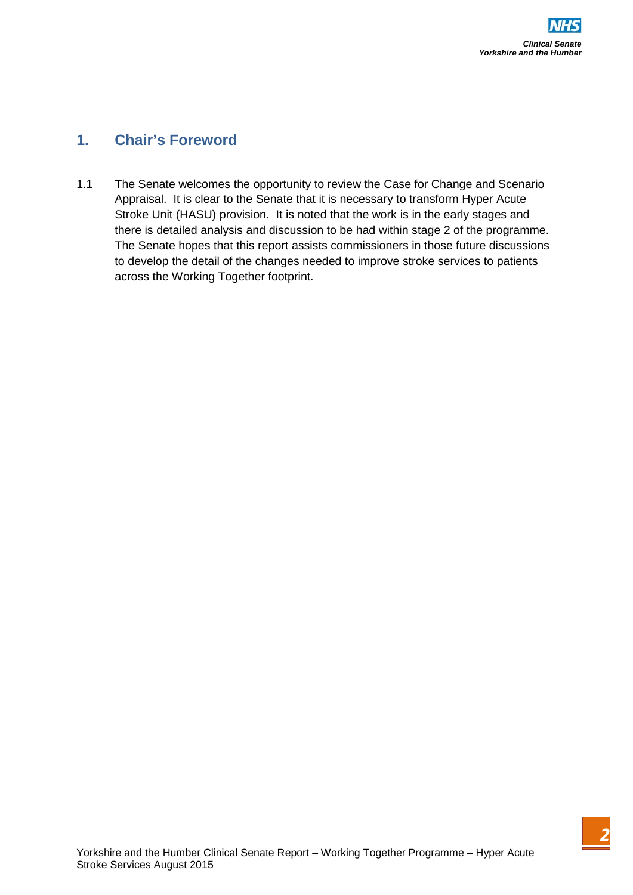## 1. Chair's Foreword

1.1 The Senate welcomes the opportunity to review the Case for Change and Scenario Appraisal. It is clear to the Senate that it is necessary to transform Hyper Acute Stroke Unit (HASU) provision. It is noted that the work is in the early stages and there is detailed analysis and discussion to be had within stage 2 of the programme. The Senate hopes that this report assists commissioners in those future discussions to develop the detail of the changes needed to improve stroke services to patients across the Working Together footprint.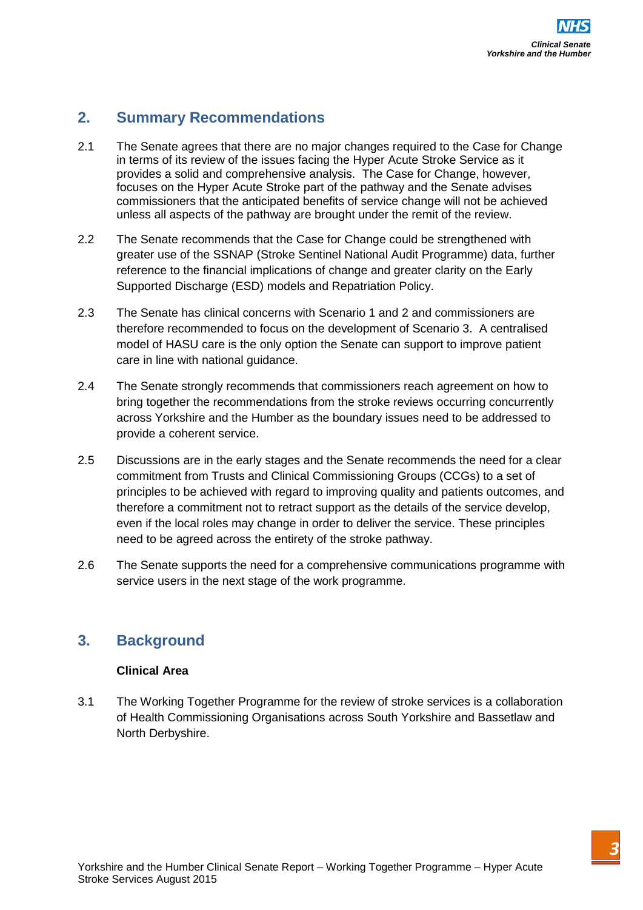## 2. Summary Recommendations

2.1 The Senate agrees that there are no major changes required to the Case for Change in terms of its review of the issues facing the Hyper Acute Stroke Service as it provides a solid and comprehensive analysis. The Case for Change, however, focuses on the Hyper Acute Stroke part of the pathway and the Senate advises commissioners that the anticipated benefits of service change will not be achieved unless all aspects of the pathway are brought under the remit of the review.

2.2 The Senate recommends that the Case for Change could be strengthened with greater use of the SSNAP (Stroke Sentinel National Audit Programme) data, further reference to the financial implications of change and greater clarity on the Early Supported Discharge (ESD) models and Repatriation Policy.

2.3 The Senate has clinical concerns with Scenario 1 and 2 and commissioners are therefore recommended to focus on the development of Scenario 3. A centralised model of HASU care is the only option the Senate can support to improve patient care in line with national guidance.

2.4 The Senate strongly recommends that commissioners reach agreement on how to bring together the recommendations from the stroke reviews occurring concurrently across Yorkshire and the Humber as the boundary issues need to be addressed to provide a coherent service.

2.5 Discussions are in the early stages and the Senate recommends the need for a clear commitment from Trusts and Clinical Commissioning Groups (CCGs) to a set of principles to be achieved with regard to improving quality and patients outcomes, and therefore a commitment not to retract support as the details of the service develop, even if the local roles may change in order to deliver the service. These principles need to be agreed across the entirety of the stroke pathway.

2.6 The Senate supports the need for a comprehensive communications programme with service users in the next stage of the work programme.

## 3. Background

**Clinical Area**

3.1 The Working Together Programme for the review of stroke services is a collaboration of Health Commissioning Organisations across South Yorkshire and Bassetlaw and North Derbyshire.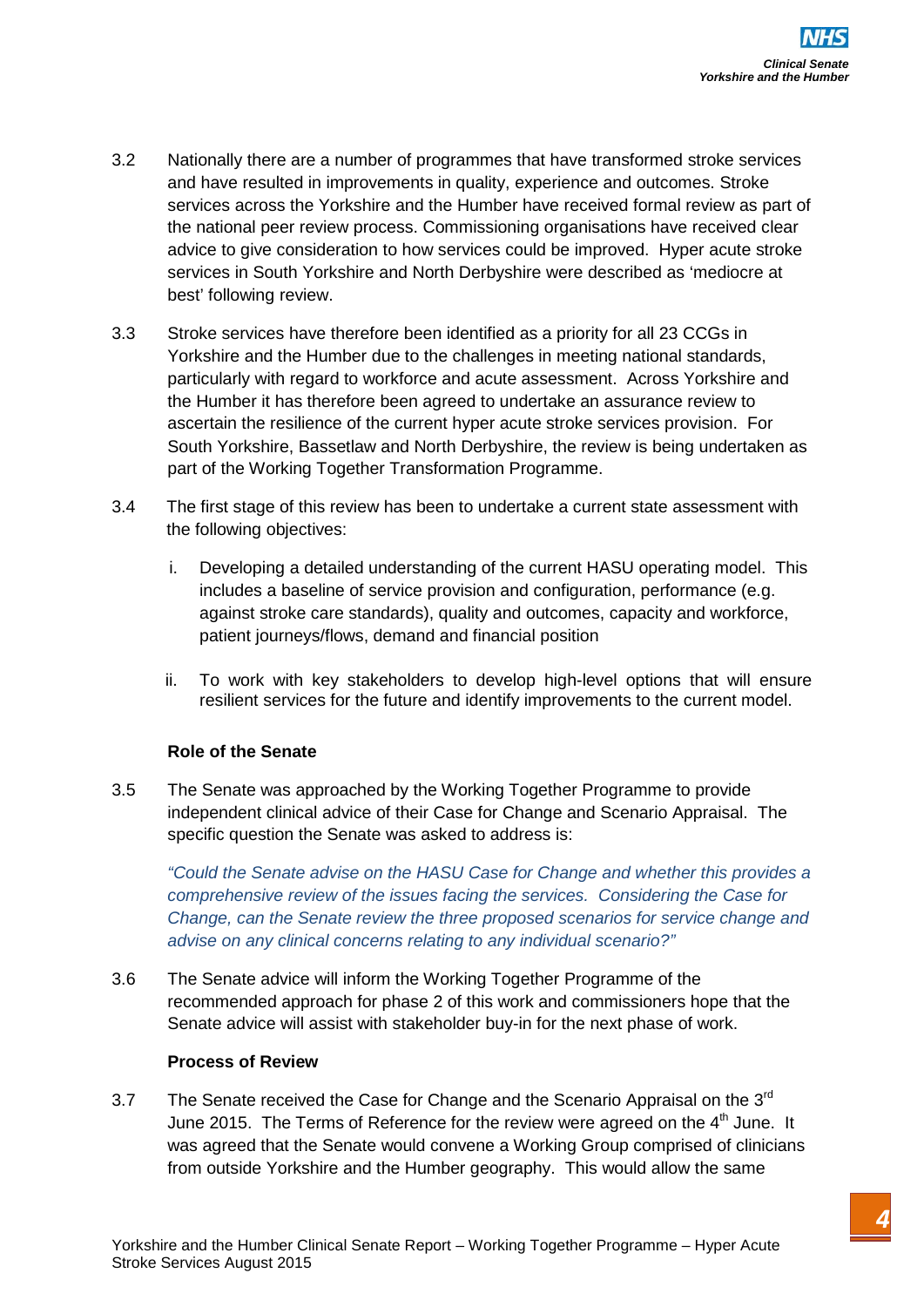3.2 Nationally there are a number of programmes that have transformed stroke services and have resulted in improvements in quality, experience and outcomes. Stroke services across the Yorkshire and the Humber have received formal review as part of the national peer review process. Commissioning organisations have received clear advice to give consideration to how services could be improved. Hyper acute stroke services in South Yorkshire and North Derbyshire were described as 'mediocre at best' following review.

3.3 Stroke services have therefore been identified as a priority for all 23 CCGs in Yorkshire and the Humber due to the challenges in meeting national standards, particularly with regard to workforce and acute assessment. Across Yorkshire and the Humber it has therefore been agreed to undertake an assurance review to ascertain the resilience of the current hyper acute stroke services provision. For South Yorkshire, Bassetlaw and North Derbyshire, the review is being undertaken as part of the Working Together Transformation Programme.

3.4 The first stage of this review has been to undertake a current state assessment with the following objectives:

i. Developing a detailed understanding of the current HASU operating model. This includes a baseline of service provision and configuration, performance (e.g. against stroke care standards), quality and outcomes, capacity and workforce, patient journeys/flows, demand and financial position

ii. To work with key stakeholders to develop high-level options that will ensure resilient services for the future and identify improvements to the current model.

**Role of the Senate**

3.5 The Senate was approached by the Working Together Programme to provide independent clinical advice of their Case for Change and Scenario Appraisal. The specific question the Senate was asked to address is:

*"Could the Senate advise on the HASU Case for Change and whether this provides a comprehensive review of the issues facing the services. Considering the Case for Change, can the Senate review the three proposed scenarios for service change and advise on any clinical concerns relating to any individual scenario?"*

3.6 The Senate advice will inform the Working Together Programme of the recommended approach for phase 2 of this work and commissioners hope that the Senate advice will assist with stakeholder buy-in for the next phase of work.

**Process of Review**

3.7 The Senate received the Case for Change and the Scenario Appraisal on the 3rd June 2015. The Terms of Reference for the review were agreed on the 4th June. It was agreed that the Senate would convene a Working Group comprised of clinicians from outside Yorkshire and the Humber geography. This would allow the same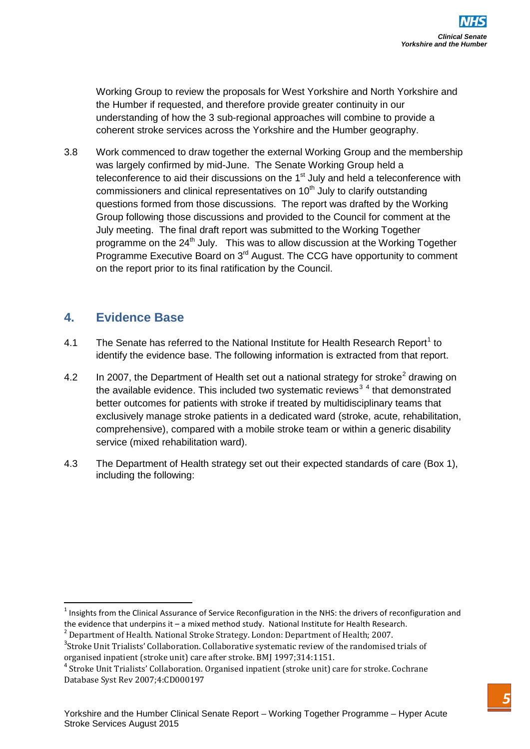Working Group to review the proposals for West Yorkshire and North Yorkshire and the Humber if requested, and therefore provide greater continuity in our understanding of how the 3 sub-regional approaches will combine to provide a coherent stroke services across the Yorkshire and the Humber geography.

3.8 Work commenced to draw together the external Working Group and the membership was largely confirmed by mid-June. The Senate Working Group held a teleconference to aid their discussions on the 1st July and held a teleconference with commissioners and clinical representatives on 10th July to clarify outstanding questions formed from those discussions. The report was drafted by the Working Group following those discussions and provided to the Council for comment at the July meeting. The final draft report was submitted to the Working Together programme on the 24th July. This was to allow discussion at the Working Together Programme Executive Board on 3rd August. The CCG have opportunity to comment on the report prior to its final ratification by the Council.

## 4. Evidence Base

4.1 The Senate has referred to the National Institute for Health Research Report[1] to identify the evidence base. The following information is extracted from that report.

4.2 In 2007, the Department of Health set out a national strategy for stroke[2] drawing on the available evidence. This included two systematic reviews[3] [4] that demonstrated better outcomes for patients with stroke if treated by multidisciplinary teams that exclusively manage stroke patients in a dedicated ward (stroke, acute, rehabilitation, comprehensive), compared with a mobile stroke team or within a generic disability service (mixed rehabilitation ward).

4.3 The Department of Health strategy set out their expected standards of care (Box 1), including the following:

---

[1] Insights from the Clinical Assurance of Service Reconfiguration in the NHS: the drivers of reconfiguration and the evidence that underpins it – a mixed method study. National Institute for Health Research.

[2] Department of Health. National Stroke Strategy. London: Department of Health; 2007.

[3] Stroke Unit Trialists' Collaboration. Collaborative systematic review of the randomised trials of organised inpatient (stroke unit) care after stroke. BMJ 1997;314:1151.

[4] Stroke Unit Trialists' Collaboration. Organised inpatient (stroke unit) care for stroke. Cochrane Database Syst Rev 2007;4:CD000197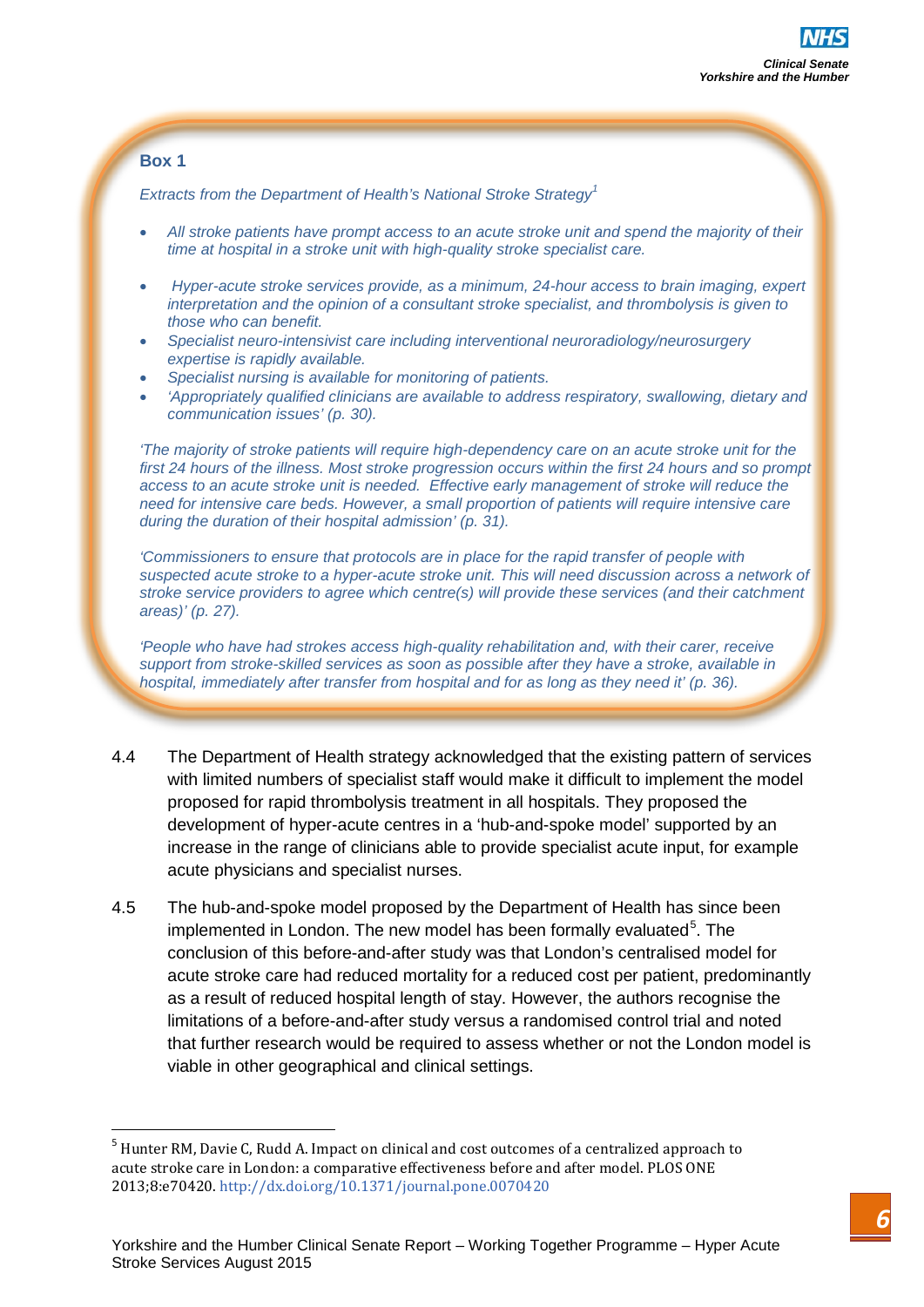**Box 1**

*Extracts from the Department of Health's National Stroke Strategy*[1]

- *All stroke patients have prompt access to an acute stroke unit and spend the majority of their time at hospital in a stroke unit with high-quality stroke specialist care.*
- *Hyper-acute stroke services provide, as a minimum, 24-hour access to brain imaging, expert interpretation and the opinion of a consultant stroke specialist, and thrombolysis is given to those who can benefit.*
- *Specialist neuro-intensivist care including interventional neuroradiology/neurosurgery expertise is rapidly available.*
- *Specialist nursing is available for monitoring of patients.*
- *'Appropriately qualified clinicians are available to address respiratory, swallowing, dietary and communication issues' (p. 30).*

*'The majority of stroke patients will require high-dependency care on an acute stroke unit for the first 24 hours of the illness. Most stroke progression occurs within the first 24 hours and so prompt access to an acute stroke unit is needed. Effective early management of stroke will reduce the need for intensive care beds. However, a small proportion of patients will require intensive care during the duration of their hospital admission' (p. 31).*

*'Commissioners to ensure that protocols are in place for the rapid transfer of people with suspected acute stroke to a hyper-acute stroke unit. This will need discussion across a network of stroke service providers to agree which centre(s) will provide these services (and their catchment areas)' (p. 27).*

*'People who have had strokes access high-quality rehabilitation and, with their carer, receive support from stroke-skilled services as soon as possible after they have a stroke, available in hospital, immediately after transfer from hospital and for as long as they need it' (p. 36).*

4.4 The Department of Health strategy acknowledged that the existing pattern of services with limited numbers of specialist staff would make it difficult to implement the model proposed for rapid thrombolysis treatment in all hospitals. They proposed the development of hyper-acute centres in a 'hub-and-spoke model' supported by an increase in the range of clinicians able to provide specialist acute input, for example acute physicians and specialist nurses.

4.5 The hub-and-spoke model proposed by the Department of Health has since been implemented in London. The new model has been formally evaluated[5]. The conclusion of this before-and-after study was that London's centralised model for acute stroke care had reduced mortality for a reduced cost per patient, predominantly as a result of reduced hospital length of stay. However, the authors recognise the limitations of a before-and-after study versus a randomised control trial and noted that further research would be required to assess whether or not the London model is viable in other geographical and clinical settings.

---

[5] Hunter RM, Davie C, Rudd A. Impact on clinical and cost outcomes of a centralized approach to acute stroke care in London: a comparative effectiveness before and after model. PLOS ONE 2013;8:e70420. http://dx.doi.org/10.1371/journal.pone.0070420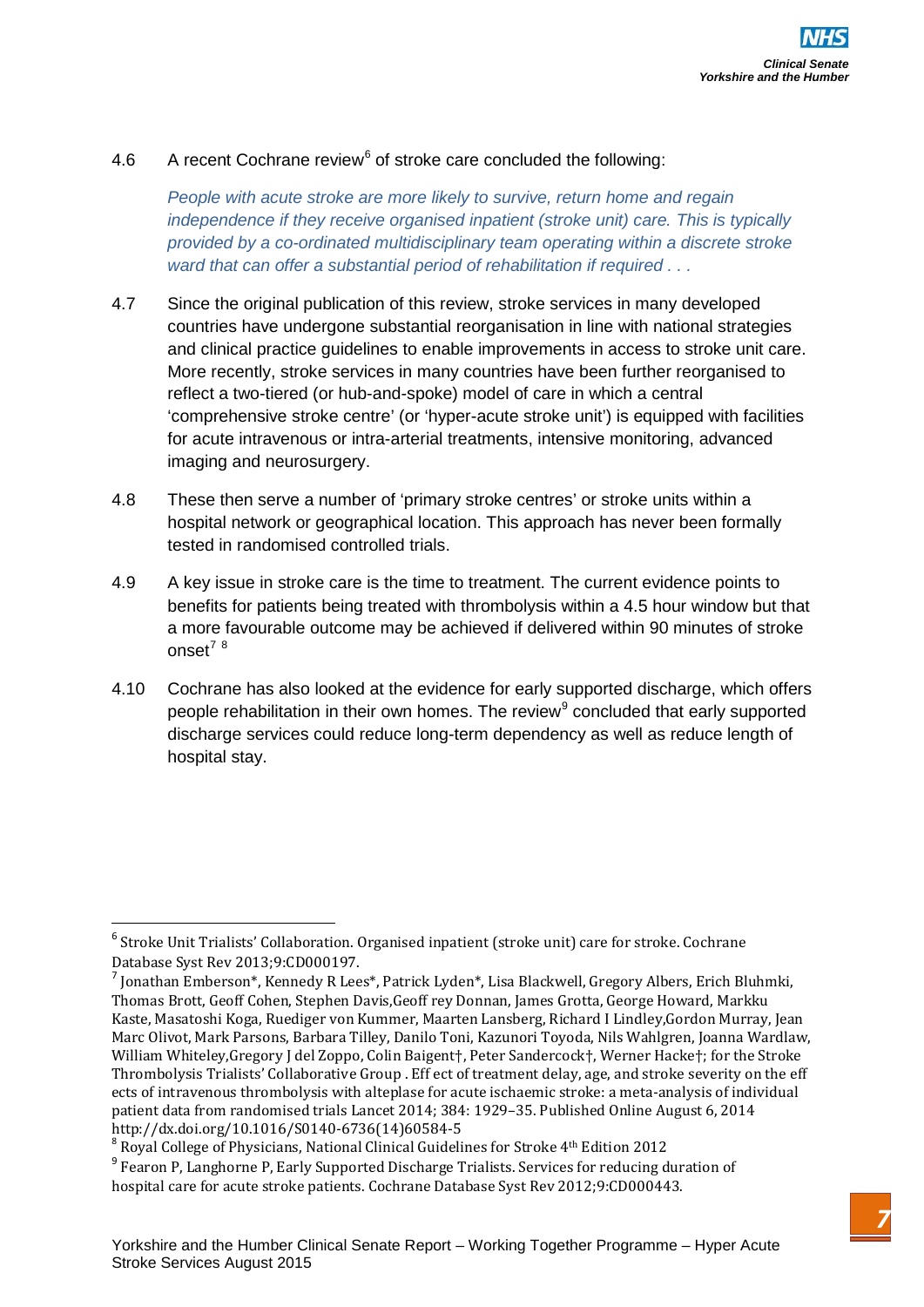4.6 A recent Cochrane review[6] of stroke care concluded the following:

*People with acute stroke are more likely to survive, return home and regain independence if they receive organised inpatient (stroke unit) care. This is typically provided by a co-ordinated multidisciplinary team operating within a discrete stroke ward that can offer a substantial period of rehabilitation if required . . .*

4.7 Since the original publication of this review, stroke services in many developed countries have undergone substantial reorganisation in line with national strategies and clinical practice guidelines to enable improvements in access to stroke unit care. More recently, stroke services in many countries have been further reorganised to reflect a two-tiered (or hub-and-spoke) model of care in which a central 'comprehensive stroke centre' (or 'hyper-acute stroke unit') is equipped with facilities for acute intravenous or intra-arterial treatments, intensive monitoring, advanced imaging and neurosurgery.

4.8 These then serve a number of 'primary stroke centres' or stroke units within a hospital network or geographical location. This approach has never been formally tested in randomised controlled trials.

4.9 A key issue in stroke care is the time to treatment. The current evidence points to benefits for patients being treated with thrombolysis within a 4.5 hour window but that a more favourable outcome may be achieved if delivered within 90 minutes of stroke onset[7] [8]

4.10 Cochrane has also looked at the evidence for early supported discharge, which offers people rehabilitation in their own homes. The review[9] concluded that early supported discharge services could reduce long-term dependency as well as reduce length of hospital stay.

---

[6] Stroke Unit Trialists' Collaboration. Organised inpatient (stroke unit) care for stroke. Cochrane Database Syst Rev 2013;9:CD000197.

[7] Jonathan Emberson*, Kennedy R Lees*, Patrick Lyden*, Lisa Blackwell, Gregory Albers, Erich Bluhmki, Thomas Brott, Geoff Cohen, Stephen Davis,Geoff rey Donnan, James Grotta, George Howard, Markku Kaste, Masatoshi Koga, Ruediger von Kummer, Maarten Lansberg, Richard I Lindley,Gordon Murray, Jean Marc Olivot, Mark Parsons, Barbara Tilley, Danilo Toni, Kazunori Toyoda, Nils Wahlgren, Joanna Wardlaw, William Whiteley,Gregory J del Zoppo, Colin Baigent†, Peter Sandercock†, Werner Hacke†; for the Stroke Thrombolysis Trialists' Collaborative Group . Eff ect of treatment delay, age, and stroke severity on the eff ects of intravenous thrombolysis with alteplase for acute ischaemic stroke: a meta-analysis of individual patient data from randomised trials Lancet 2014; 384: 1929–35. Published Online August 6, 2014 http://dx.doi.org/10.1016/S0140-6736(14)60584-5

[8] Royal College of Physicians, National Clinical Guidelines for Stroke 4th Edition 2012

[9] Fearon P, Langhorne P, Early Supported Discharge Trialists. Services for reducing duration of hospital care for acute stroke patients. Cochrane Database Syst Rev 2012;9:CD000443.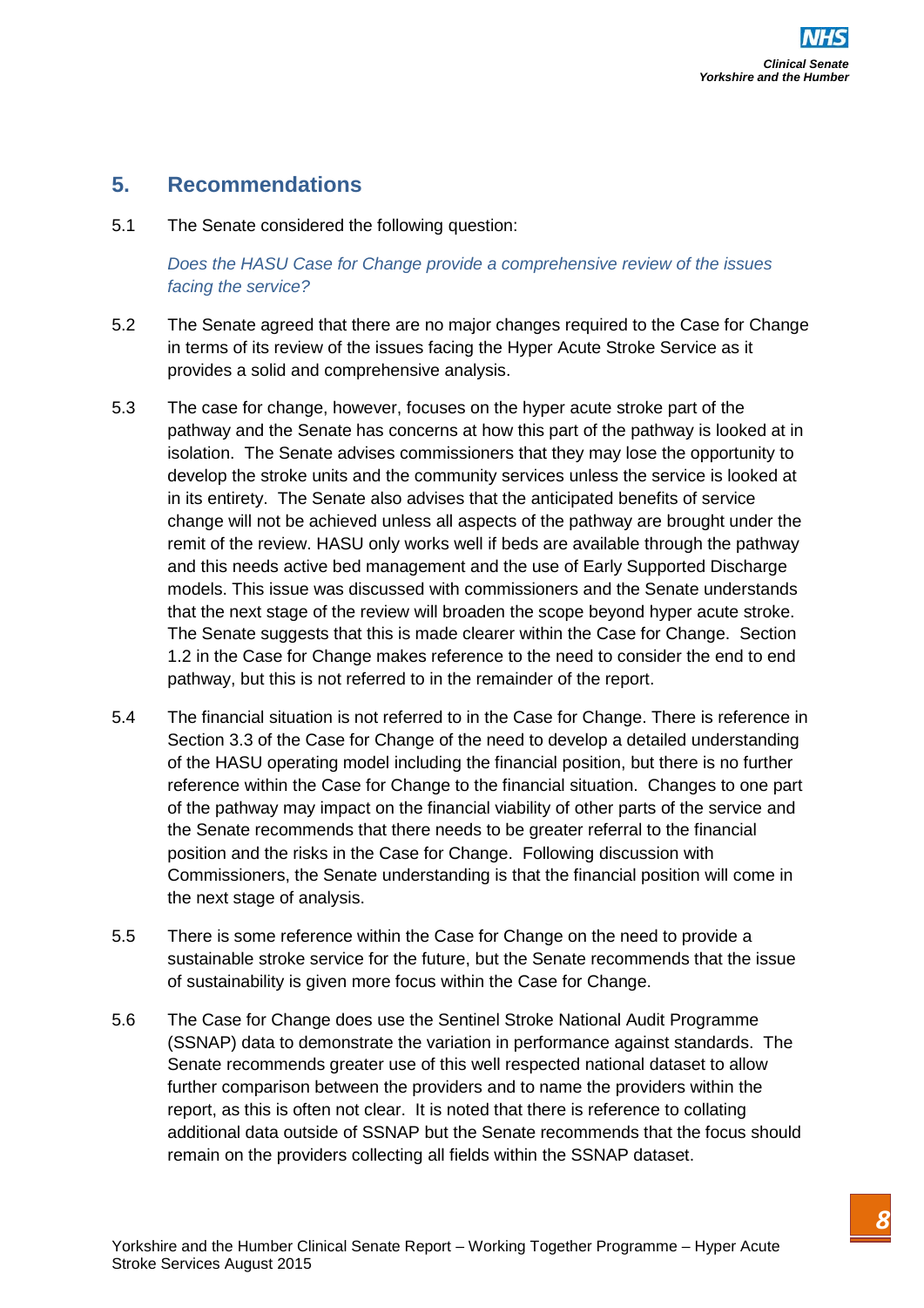## 5. Recommendations

5.1 The Senate considered the following question:

*Does the HASU Case for Change provide a comprehensive review of the issues facing the service?*

5.2 The Senate agreed that there are no major changes required to the Case for Change in terms of its review of the issues facing the Hyper Acute Stroke Service as it provides a solid and comprehensive analysis.

5.3 The case for change, however, focuses on the hyper acute stroke part of the pathway and the Senate has concerns at how this part of the pathway is looked at in isolation. The Senate advises commissioners that they may lose the opportunity to develop the stroke units and the community services unless the service is looked at in its entirety. The Senate also advises that the anticipated benefits of service change will not be achieved unless all aspects of the pathway are brought under the remit of the review. HASU only works well if beds are available through the pathway and this needs active bed management and the use of Early Supported Discharge models. This issue was discussed with commissioners and the Senate understands that the next stage of the review will broaden the scope beyond hyper acute stroke. The Senate suggests that this is made clearer within the Case for Change. Section 1.2 in the Case for Change makes reference to the need to consider the end to end pathway, but this is not referred to in the remainder of the report.

5.4 The financial situation is not referred to in the Case for Change. There is reference in Section 3.3 of the Case for Change of the need to develop a detailed understanding of the HASU operating model including the financial position, but there is no further reference within the Case for Change to the financial situation. Changes to one part of the pathway may impact on the financial viability of other parts of the service and the Senate recommends that there needs to be greater referral to the financial position and the risks in the Case for Change. Following discussion with Commissioners, the Senate understanding is that the financial position will come in the next stage of analysis.

5.5 There is some reference within the Case for Change on the need to provide a sustainable stroke service for the future, but the Senate recommends that the issue of sustainability is given more focus within the Case for Change.

5.6 The Case for Change does use the Sentinel Stroke National Audit Programme (SSNAP) data to demonstrate the variation in performance against standards. The Senate recommends greater use of this well respected national dataset to allow further comparison between the providers and to name the providers within the report, as this is often not clear. It is noted that there is reference to collating additional data outside of SSNAP but the Senate recommends that the focus should remain on the providers collecting all fields within the SSNAP dataset.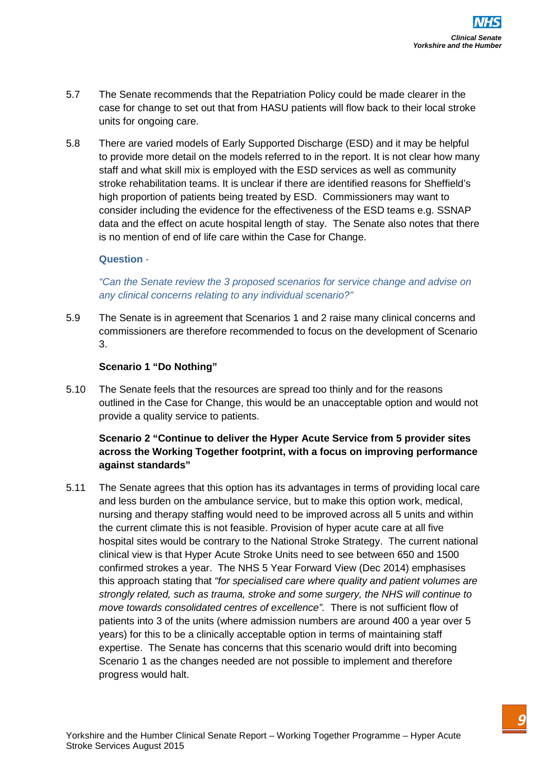5.7 The Senate recommends that the Repatriation Policy could be made clearer in the case for change to set out that from HASU patients will flow back to their local stroke units for ongoing care.

5.8 There are varied models of Early Supported Discharge (ESD) and it may be helpful to provide more detail on the models referred to in the report. It is not clear how many staff and what skill mix is employed with the ESD services as well as community stroke rehabilitation teams. It is unclear if there are identified reasons for Sheffield's high proportion of patients being treated by ESD. Commissioners may want to consider including the evidence for the effectiveness of the ESD teams e.g. SSNAP data and the effect on acute hospital length of stay. The Senate also notes that there is no mention of end of life care within the Case for Change.

**Question** -

*"Can the Senate review the 3 proposed scenarios for service change and advise on any clinical concerns relating to any individual scenario?"*

5.9 The Senate is in agreement that Scenarios 1 and 2 raise many clinical concerns and commissioners are therefore recommended to focus on the development of Scenario 3.

**Scenario 1 "Do Nothing"**

5.10 The Senate feels that the resources are spread too thinly and for the reasons outlined in the Case for Change, this would be an unacceptable option and would not provide a quality service to patients.

**Scenario 2 "Continue to deliver the Hyper Acute Service from 5 provider sites across the Working Together footprint, with a focus on improving performance against standards"**

5.11 The Senate agrees that this option has its advantages in terms of providing local care and less burden on the ambulance service, but to make this option work, medical, nursing and therapy staffing would need to be improved across all 5 units and within the current climate this is not feasible. Provision of hyper acute care at all five hospital sites would be contrary to the National Stroke Strategy. The current national clinical view is that Hyper Acute Stroke Units need to see between 650 and 1500 confirmed strokes a year. The NHS 5 Year Forward View (Dec 2014) emphasises this approach stating that *"for specialised care where quality and patient volumes are strongly related, such as trauma, stroke and some surgery, the NHS will continue to move towards consolidated centres of excellence".* There is not sufficient flow of patients into 3 of the units (where admission numbers are around 400 a year over 5 years) for this to be a clinically acceptable option in terms of maintaining staff expertise. The Senate has concerns that this scenario would drift into becoming Scenario 1 as the changes needed are not possible to implement and therefore progress would halt.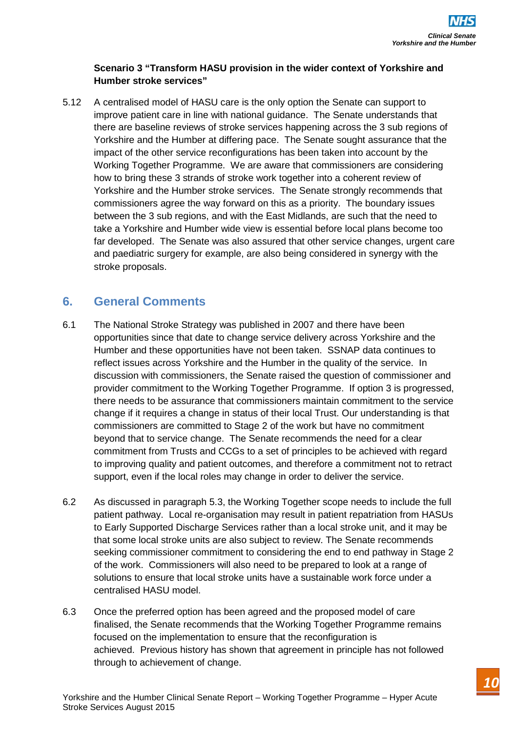**Scenario 3 "Transform HASU provision in the wider context of Yorkshire and Humber stroke services"**

5.12 A centralised model of HASU care is the only option the Senate can support to improve patient care in line with national guidance. The Senate understands that there are baseline reviews of stroke services happening across the 3 sub regions of Yorkshire and the Humber at differing pace. The Senate sought assurance that the impact of the other service reconfigurations has been taken into account by the Working Together Programme. We are aware that commissioners are considering how to bring these 3 strands of stroke work together into a coherent review of Yorkshire and the Humber stroke services. The Senate strongly recommends that commissioners agree the way forward on this as a priority. The boundary issues between the 3 sub regions, and with the East Midlands, are such that the need to take a Yorkshire and Humber wide view is essential before local plans become too far developed. The Senate was also assured that other service changes, urgent care and paediatric surgery for example, are also being considered in synergy with the stroke proposals.

## 6. General Comments

6.1 The National Stroke Strategy was published in 2007 and there have been opportunities since that date to change service delivery across Yorkshire and the Humber and these opportunities have not been taken. SSNAP data continues to reflect issues across Yorkshire and the Humber in the quality of the service. In discussion with commissioners, the Senate raised the question of commissioner and provider commitment to the Working Together Programme. If option 3 is progressed, there needs to be assurance that commissioners maintain commitment to the service change if it requires a change in status of their local Trust. Our understanding is that commissioners are committed to Stage 2 of the work but have no commitment beyond that to service change. The Senate recommends the need for a clear commitment from Trusts and CCGs to a set of principles to be achieved with regard to improving quality and patient outcomes, and therefore a commitment not to retract support, even if the local roles may change in order to deliver the service.

6.2 As discussed in paragraph 5.3, the Working Together scope needs to include the full patient pathway. Local re-organisation may result in patient repatriation from HASUs to Early Supported Discharge Services rather than a local stroke unit, and it may be that some local stroke units are also subject to review. The Senate recommends seeking commissioner commitment to considering the end to end pathway in Stage 2 of the work. Commissioners will also need to be prepared to look at a range of solutions to ensure that local stroke units have a sustainable work force under a centralised HASU model.

6.3 Once the preferred option has been agreed and the proposed model of care finalised, the Senate recommends that the Working Together Programme remains focused on the implementation to ensure that the reconfiguration is achieved. Previous history has shown that agreement in principle has not followed through to achievement of change.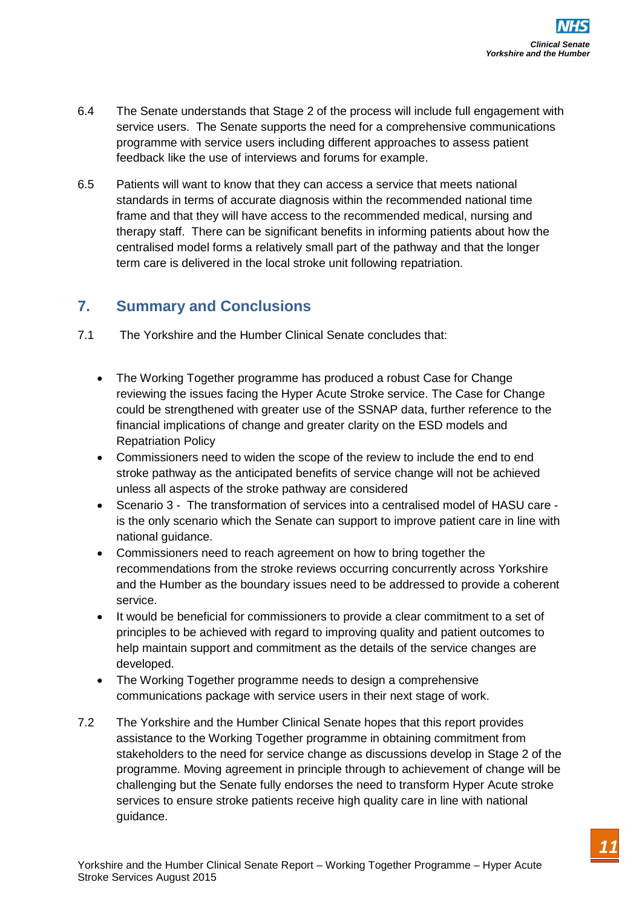6.4 The Senate understands that Stage 2 of the process will include full engagement with service users. The Senate supports the need for a comprehensive communications programme with service users including different approaches to assess patient feedback like the use of interviews and forums for example.

6.5 Patients will want to know that they can access a service that meets national standards in terms of accurate diagnosis within the recommended national time frame and that they will have access to the recommended medical, nursing and therapy staff. There can be significant benefits in informing patients about how the centralised model forms a relatively small part of the pathway and that the longer term care is delivered in the local stroke unit following repatriation.

## 7. Summary and Conclusions

7.1 The Yorkshire and the Humber Clinical Senate concludes that:

- The Working Together programme has produced a robust Case for Change reviewing the issues facing the Hyper Acute Stroke service. The Case for Change could be strengthened with greater use of the SSNAP data, further reference to the financial implications of change and greater clarity on the ESD models and Repatriation Policy
- Commissioners need to widen the scope of the review to include the end to end stroke pathway as the anticipated benefits of service change will not be achieved unless all aspects of the stroke pathway are considered
- Scenario 3 - The transformation of services into a centralised model of HASU care - is the only scenario which the Senate can support to improve patient care in line with national guidance.
- Commissioners need to reach agreement on how to bring together the recommendations from the stroke reviews occurring concurrently across Yorkshire and the Humber as the boundary issues need to be addressed to provide a coherent service.
- It would be beneficial for commissioners to provide a clear commitment to a set of principles to be achieved with regard to improving quality and patient outcomes to help maintain support and commitment as the details of the service changes are developed.
- The Working Together programme needs to design a comprehensive communications package with service users in their next stage of work.

7.2 The Yorkshire and the Humber Clinical Senate hopes that this report provides assistance to the Working Together programme in obtaining commitment from stakeholders to the need for service change as discussions develop in Stage 2 of the programme. Moving agreement in principle through to achievement of change will be challenging but the Senate fully endorses the need to transform Hyper Acute stroke services to ensure stroke patients receive high quality care in line with national guidance.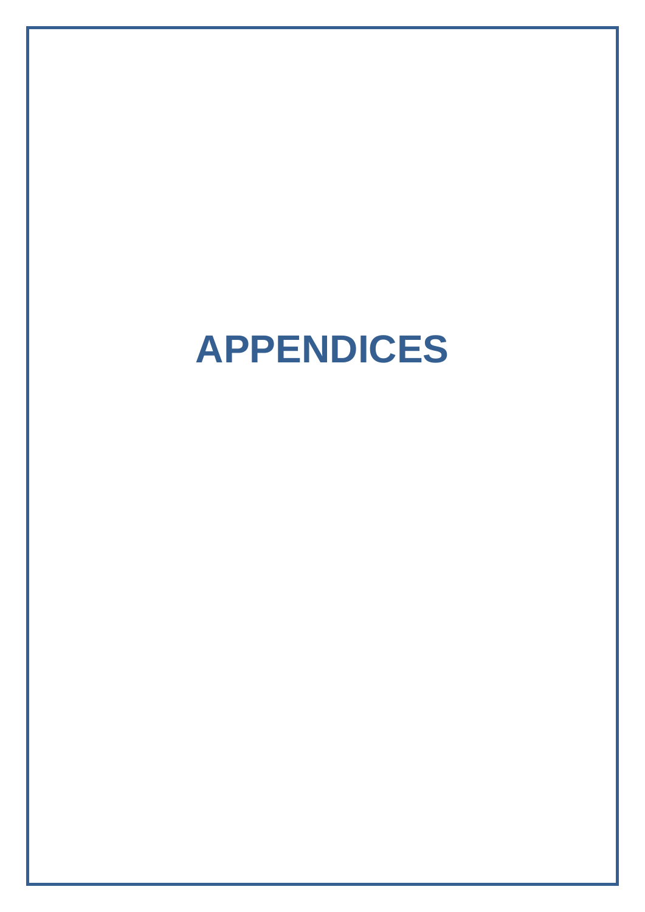# APPENDICES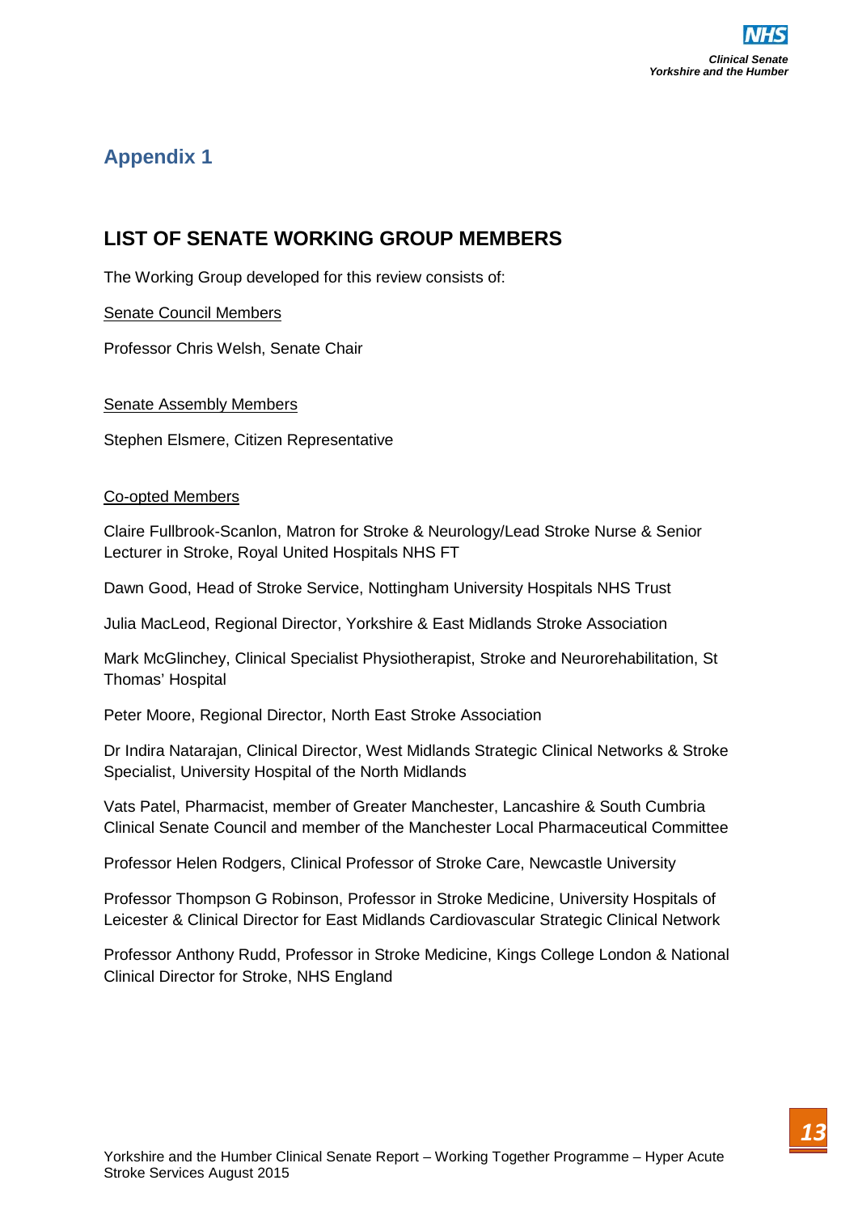## Appendix 1

## LIST OF SENATE WORKING GROUP MEMBERS

The Working Group developed for this review consists of:

<u>Senate Council Members</u>

Professor Chris Welsh, Senate Chair

<u>Senate Assembly Members</u>

Stephen Elsmere, Citizen Representative

<u>Co-opted Members</u>

Claire Fullbrook-Scanlon, Matron for Stroke & Neurology/Lead Stroke Nurse & Senior Lecturer in Stroke, Royal United Hospitals NHS FT

Dawn Good, Head of Stroke Service, Nottingham University Hospitals NHS Trust

Julia MacLeod, Regional Director, Yorkshire & East Midlands Stroke Association

Mark McGlinchey, Clinical Specialist Physiotherapist, Stroke and Neurorehabilitation, St Thomas' Hospital

Peter Moore, Regional Director, North East Stroke Association

Dr Indira Natarajan, Clinical Director, West Midlands Strategic Clinical Networks & Stroke Specialist, University Hospital of the North Midlands

Vats Patel, Pharmacist, member of Greater Manchester, Lancashire & South Cumbria Clinical Senate Council and member of the Manchester Local Pharmaceutical Committee

Professor Helen Rodgers, Clinical Professor of Stroke Care, Newcastle University

Professor Thompson G Robinson, Professor in Stroke Medicine, University Hospitals of Leicester & Clinical Director for East Midlands Cardiovascular Strategic Clinical Network

Professor Anthony Rudd, Professor in Stroke Medicine, Kings College London & National Clinical Director for Stroke, NHS England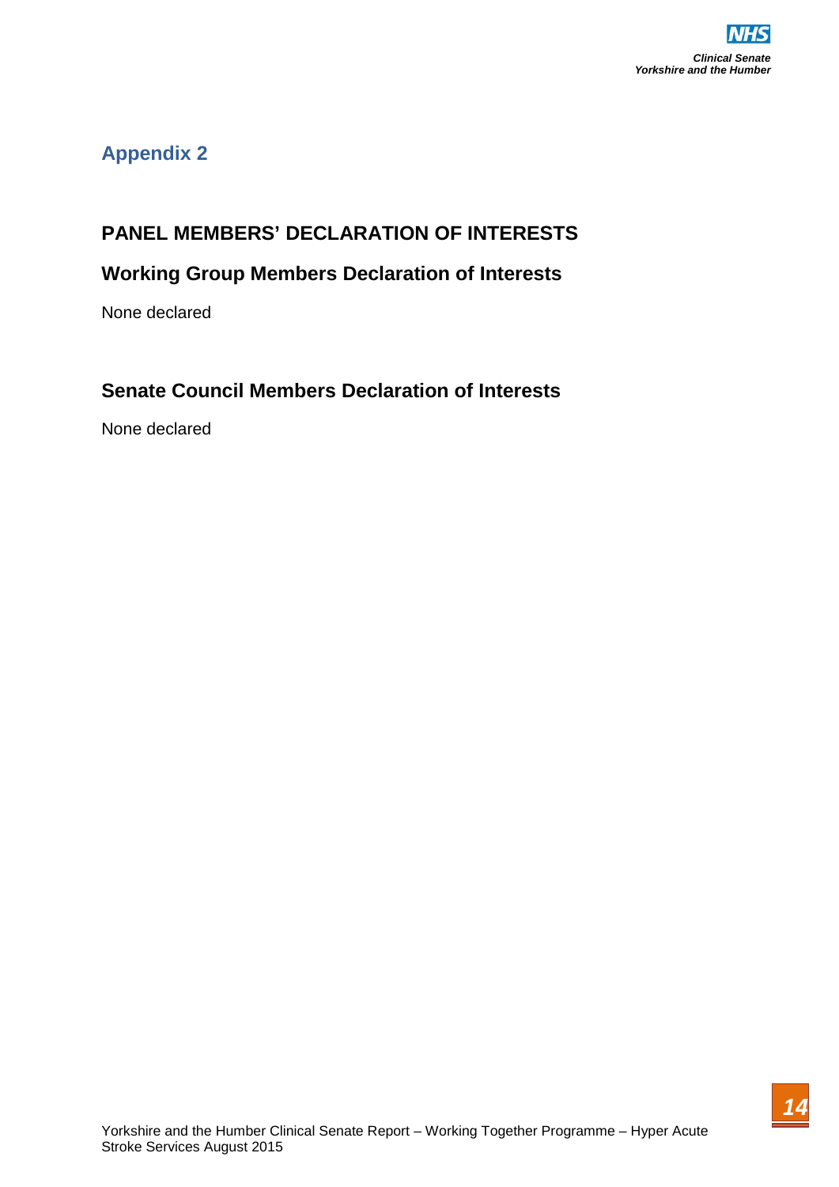## Appendix 2

### PANEL MEMBERS' DECLARATION OF INTERESTS

### Working Group Members Declaration of Interests

None declared

### Senate Council Members Declaration of Interests

None declared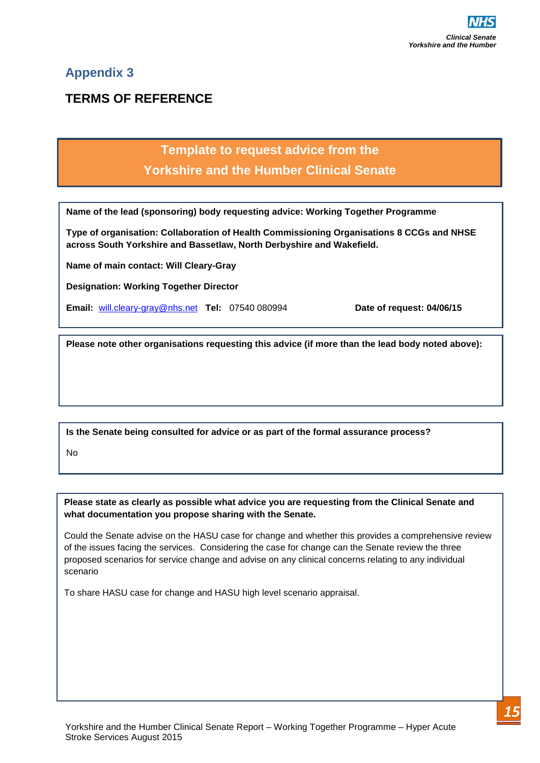## Appendix 3

## TERMS OF REFERENCE

### Template to request advice from the Yorkshire and the Humber Clinical Senate

**Name of the lead (sponsoring) body requesting advice: Working Together Programme**

**Type of organisation: Collaboration of Health Commissioning Organisations 8 CCGs and NHSE across South Yorkshire and Bassetlaw, North Derbyshire and Wakefield.**

**Name of main contact: Will Cleary-Gray**

**Designation: Working Together Director**

**Email:** will.cleary-gray@nhs.net **Tel:** 07540 080994 **Date of request: 04/06/15**

**Please note other organisations requesting this advice (if more than the lead body noted above):**

**Is the Senate being consulted for advice or as part of the formal assurance process?**

No

**Please state as clearly as possible what advice you are requesting from the Clinical Senate and what documentation you propose sharing with the Senate.**

Could the Senate advise on the HASU case for change and whether this provides a comprehensive review of the issues facing the services. Considering the case for change can the Senate review the three proposed scenarios for service change and advise on any clinical concerns relating to any individual scenario

To share HASU case for change and HASU high level scenario appraisal.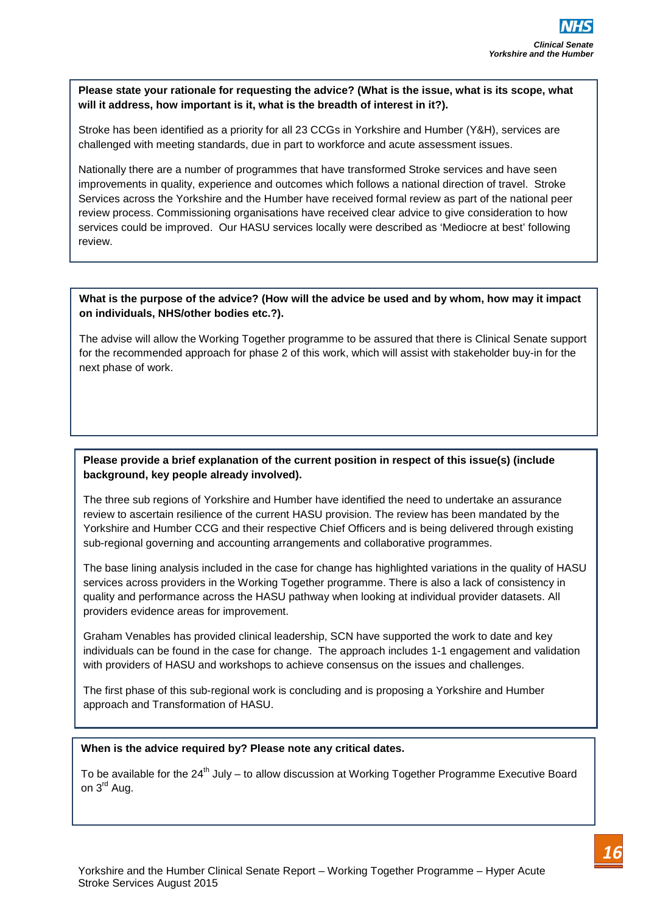**Please state your rationale for requesting the advice? (What is the issue, what is its scope, what will it address, how important is it, what is the breadth of interest in it?).**

Stroke has been identified as a priority for all 23 CCGs in Yorkshire and Humber (Y&H), services are challenged with meeting standards, due in part to workforce and acute assessment issues.

Nationally there are a number of programmes that have transformed Stroke services and have seen improvements in quality, experience and outcomes which follows a national direction of travel. Stroke Services across the Yorkshire and the Humber have received formal review as part of the national peer review process. Commissioning organisations have received clear advice to give consideration to how services could be improved. Our HASU services locally were described as 'Mediocre at best' following review.

**What is the purpose of the advice? (How will the advice be used and by whom, how may it impact on individuals, NHS/other bodies etc.?).**

The advise will allow the Working Together programme to be assured that there is Clinical Senate support for the recommended approach for phase 2 of this work, which will assist with stakeholder buy-in for the next phase of work.

**Please provide a brief explanation of the current position in respect of this issue(s) (include background, key people already involved).**

The three sub regions of Yorkshire and Humber have identified the need to undertake an assurance review to ascertain resilience of the current HASU provision. The review has been mandated by the Yorkshire and Humber CCG and their respective Chief Officers and is being delivered through existing sub-regional governing and accounting arrangements and collaborative programmes.

The base lining analysis included in the case for change has highlighted variations in the quality of HASU services across providers in the Working Together programme. There is also a lack of consistency in quality and performance across the HASU pathway when looking at individual provider datasets. All providers evidence areas for improvement.

Graham Venables has provided clinical leadership, SCN have supported the work to date and key individuals can be found in the case for change. The approach includes 1-1 engagement and validation with providers of HASU and workshops to achieve consensus on the issues and challenges.

The first phase of this sub-regional work is concluding and is proposing a Yorkshire and Humber approach and Transformation of HASU.

**When is the advice required by? Please note any critical dates.**

To be available for the 24th July – to allow discussion at Working Together Programme Executive Board on 3rd Aug.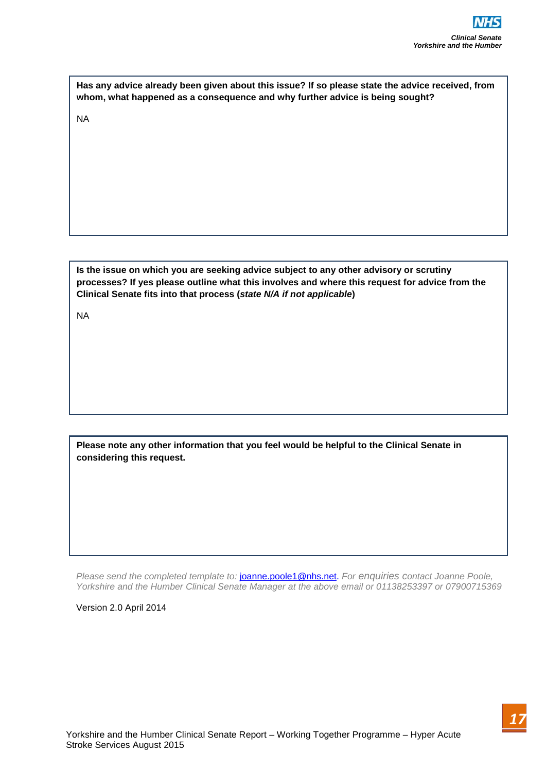**Has any advice already been given about this issue? If so please state the advice received, from whom, what happened as a consequence and why further advice is being sought?**

NA

**Is the issue on which you are seeking advice subject to any other advisory or scrutiny processes? If yes please outline what this involves and where this request for advice from the Clinical Senate fits into that process (*state N/A if not applicable*)**

NA

**Please note any other information that you feel would be helpful to the Clinical Senate in considering this request.**

*Please send the completed template to: joanne.poole1@nhs.net. For enquiries contact Joanne Poole, Yorkshire and the Humber Clinical Senate Manager at the above email or 01138253397 or 07900715369*

Version 2.0 April 2014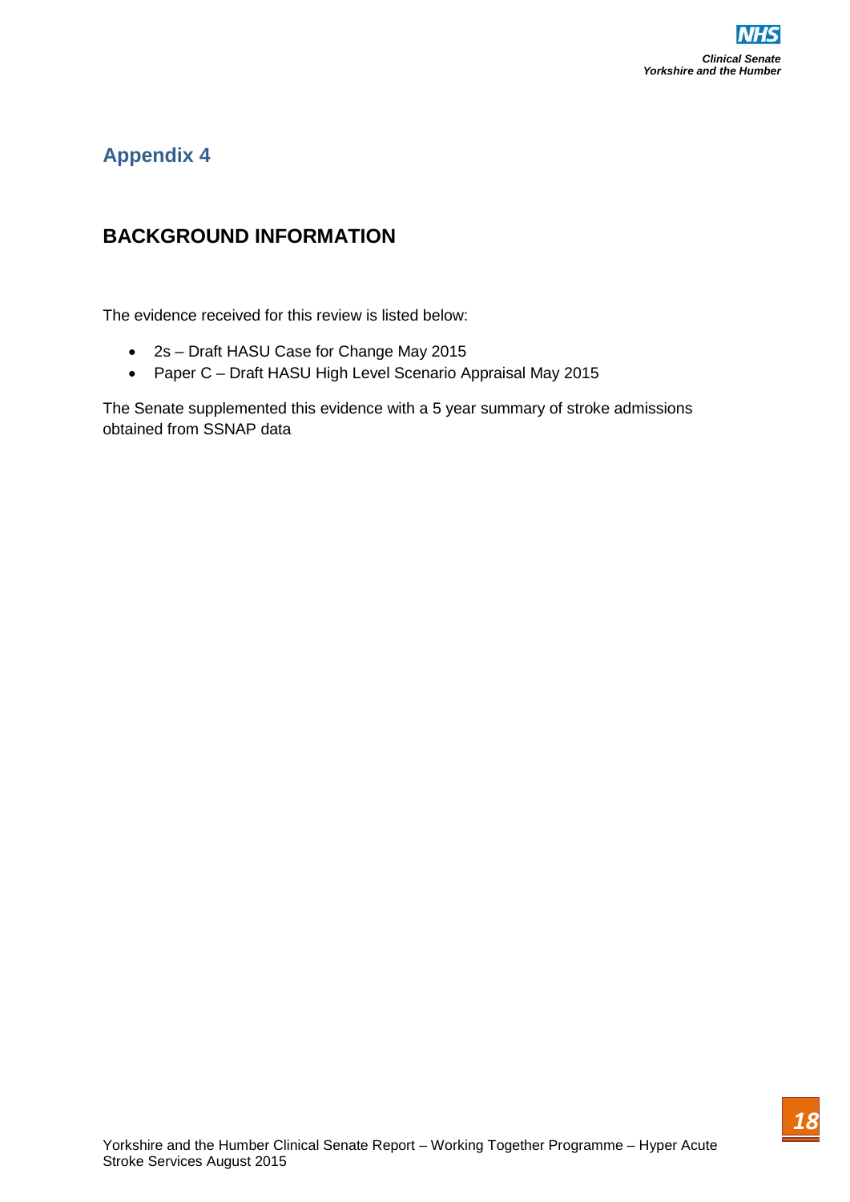## Appendix 4

## BACKGROUND INFORMATION

The evidence received for this review is listed below:

- 2s – Draft HASU Case for Change May 2015
- Paper C – Draft HASU High Level Scenario Appraisal May 2015

The Senate supplemented this evidence with a 5 year summary of stroke admissions obtained from SSNAP data